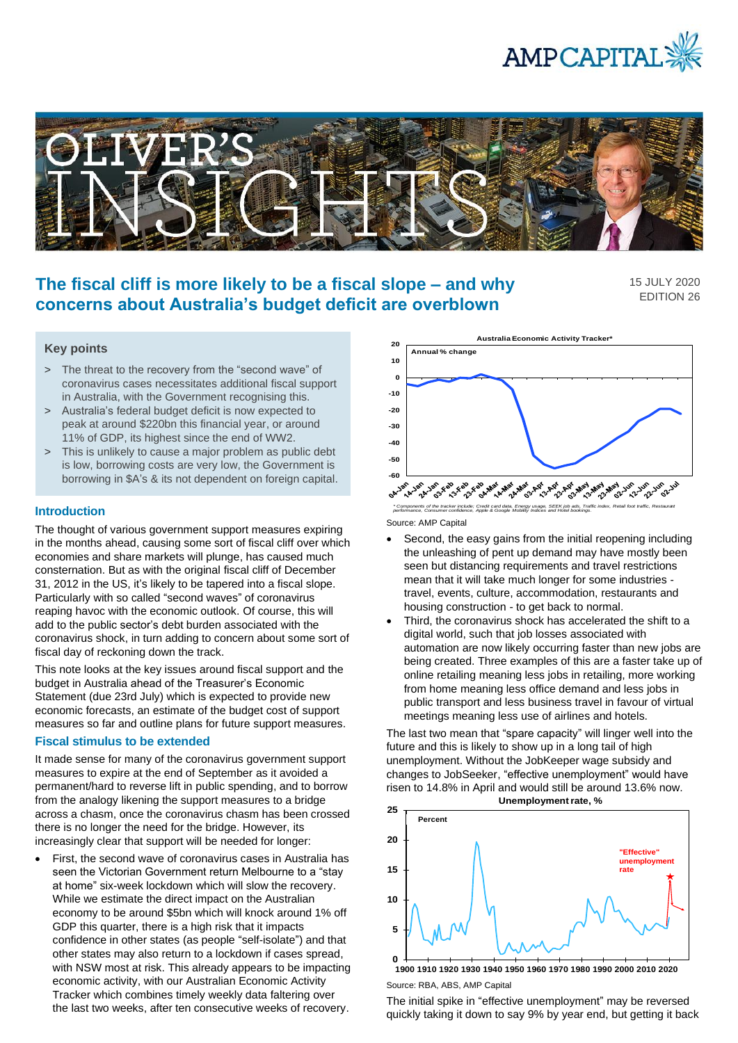# The fiscal cliff is more likely to be a fiscal slope – and why concerns about Australia's budget deficit are overblown

15 JULY 2020
EDITION 26

## Key points

> The threat to the recovery from the "second wave" of coronavirus cases necessitates additional fiscal support in Australia, with the Government recognising this.

> Australia's federal budget deficit is now expected to peak at around $220bn this financial year, or around 11% of GDP, its highest since the end of WW2.

> This is unlikely to cause a major problem as public debt is low, borrowing costs are very low, the Government is borrowing in $A's & its not dependent on foreign capital.

## Introduction

The thought of various government support measures expiring in the months ahead, causing some sort of fiscal cliff over which economies and share markets will plunge, has caused much consternation. But as with the original fiscal cliff of December 31, 2012 in the US, it's likely to be tapered into a fiscal slope. Particularly with so called "second waves" of coronavirus reaping havoc with the economic outlook. Of course, this will add to the public sector's debt burden associated with the coronavirus shock, in turn adding to concern about some sort of fiscal day of reckoning down the track.

This note looks at the key issues around fiscal support and the budget in Australia ahead of the Treasurer's Economic Statement (due 23rd July) which is expected to provide new economic forecasts, an estimate of the budget cost of support measures so far and outline plans for future support measures.

## Fiscal stimulus to be extended

It made sense for many of the coronavirus government support measures to expire at the end of September as it avoided a permanent/hard to reverse lift in public spending, and to borrow from the analogy likening the support measures to a bridge across a chasm, once the coronavirus chasm has been crossed there is no longer the need for the bridge. However, its increasingly clear that support will be needed for longer:

- First, the second wave of coronavirus cases in Australia has seen the Victorian Government return Melbourne to a "stay at home" six-week lockdown which will slow the recovery. While we estimate the direct impact on the Australian economy to be around $5bn which will knock around 1% off GDP this quarter, there is a high risk that it impacts confidence in other states (as people "self-isolate") and that other states may also return to a lockdown if cases spread, with NSW most at risk. This already appears to be impacting economic activity, with our Australian Economic Activity Tracker which combines timely weekly data faltering over the last two weeks, after ten consecutive weeks of recovery.

**Australia Economic Activity Tracker***

Annual % change

\* Components of the tracker include: Credit card data, Energy usage, SEEK job ads, Traffic index, Retail foot traffic, Restaurant performance, Consumer confidence, Apple & Google Mobility Indices and Hotel bookings.

Source: AMP Capital

- Second, the easy gains from the initial reopening including the unleashing of pent up demand may have mostly been seen but distancing requirements and travel restrictions mean that it will take much longer for some industries - travel, events, culture, accommodation, restaurants and housing construction - to get back to normal.
- Third, the coronavirus shock has accelerated the shift to a digital world, such that job losses associated with automation are now likely occurring faster than new jobs are being created. Three examples of this are a faster take up of online retailing meaning less jobs in retailing, more working from home meaning less office demand and less jobs in public transport and less business travel in favour of virtual meetings meaning less use of airlines and hotels.

The last two mean that "spare capacity" will linger well into the future and this is likely to show up in a long tail of high unemployment. Without the JobKeeper wage subsidy and changes to JobSeeker, "effective unemployment" would have risen to 14.8% in April and would still be around 13.6% now.

**Unemployment rate, %**

Percent

"Effective" unemployment rate

Source: RBA, ABS, AMP Capital

The initial spike in "effective unemployment" may be reversed quickly taking it down to say 9% by year end, but getting it back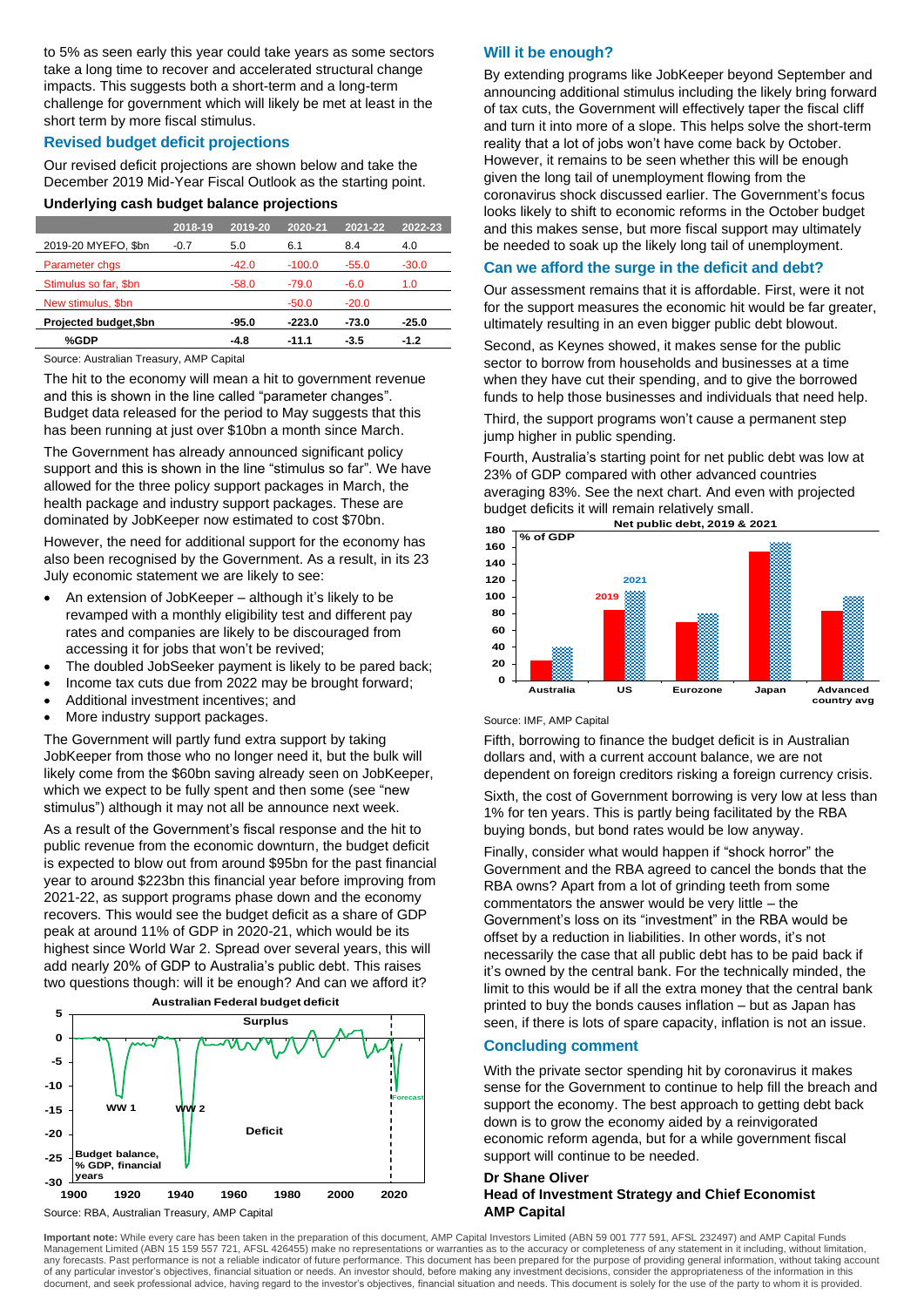to 5% as seen early this year could take years as some sectors take a long time to recover and accelerated structural change impacts. This suggests both a short-term and a long-term challenge for government which will likely be met at least in the short term by more fiscal stimulus.

## Revised budget deficit projections

Our revised deficit projections are shown below and take the December 2019 Mid-Year Fiscal Outlook as the starting point.

**Underlying cash budget balance projections**

| | 2018-19 | 2019-20 | 2020-21 | 2021-22 | 2022-23 |
|---|---|---|---|---|---|
| 2019-20 MYEFO, $bn | -0.7 | 5.0 | 6.1 | 8.4 | 4.0 |
| Parameter chgs | | -42.0 | -100.0 | -55.0 | -30.0 |
| Stimulus so far, $bn | | -58.0 | -79.0 | -6.0 | 1.0 |
| New stimulus, $bn | | | -50.0 | -20.0 | |
| **Projected budget,$bn** | | **-95.0** | **-223.0** | **-73.0** | **-25.0** |
| **%GDP** | | **-4.8** | **-11.1** | **-3.5** | **-1.2** |

Source: Australian Treasury, AMP Capital

The hit to the economy will mean a hit to government revenue and this is shown in the line called "parameter changes". Budget data released for the period to May suggests that this has been running at just over $10bn a month since March.

The Government has already announced significant policy support and this is shown in the line "stimulus so far". We have allowed for the three policy support packages in March, the health package and industry support packages. These are dominated by JobKeeper now estimated to cost $70bn.

However, the need for additional support for the economy has also been recognised by the Government. As a result, in its 23 July economic statement we are likely to see:

- An extension of JobKeeper – although it's likely to be revamped with a monthly eligibility test and different pay rates and companies are likely to be discouraged from accessing it for jobs that won't be revived;
- The doubled JobSeeker payment is likely to be pared back;
- Income tax cuts due from 2022 may be brought forward;
- Additional investment incentives; and
- More industry support packages.

The Government will partly fund extra support by taking JobKeeper from those who no longer need it, but the bulk will likely come from the $60bn saving already seen on JobKeeper, which we expect to be fully spent and then some (see "new stimulus") although it may not all be announce next week.

As a result of the Government's fiscal response and the hit to public revenue from the economic downturn, the budget deficit is expected to blow out from around $95bn for the past financial year to around $223bn this financial year before improving from 2021-22, as support programs phase down and the economy recovers. This would see the budget deficit as a share of GDP peak at around 11% of GDP in 2020-21, which would be its highest since World War 2. Spread over several years, this will add nearly 20% of GDP to Australia's public debt. This raises two questions though: will it be enough? And can we afford it?

Australian Federal budget deficit

Surplus
Deficit
WW 1
WW 2
Forecast
Budget balance, % GDP, financial years
5
0
-5
-10
-15
-20
-25
-30
1900 1920 1940 1960 1980 2000 2020

Source: RBA, Australian Treasury, AMP Capital

## Will it be enough?

By extending programs like JobKeeper beyond September and announcing additional stimulus including the likely bring forward of tax cuts, the Government will effectively taper the fiscal cliff and turn it into more of a slope. This helps solve the short-term reality that a lot of jobs won't have come back by October. However, it remains to be seen whether this will be enough given the long tail of unemployment flowing from the coronavirus shock discussed earlier. The Government's focus looks likely to shift to economic reforms in the October budget and this makes sense, but more fiscal support may ultimately be needed to soak up the likely long tail of unemployment.

## Can we afford the surge in the deficit and debt?

Our assessment remains that it is affordable. First, were it not for the support measures the economic hit would be far greater, ultimately resulting in an even bigger public debt blowout.

Second, as Keynes showed, it makes sense for the public sector to borrow from households and businesses at a time when they have cut their spending, and to give the borrowed funds to help those businesses and individuals that need help.

Third, the support programs won't cause a permanent step jump higher in public spending.

Fourth, Australia's starting point for net public debt was low at 23% of GDP compared with other advanced countries averaging 83%. See the next chart. And even with projected budget deficits it will remain relatively small.

Net public debt, 2019 & 2021

% of GDP
2019
2021
180
160
140
120
100
80
60
40
20
0
Australia US Eurozone Japan Advanced country avg

Source: IMF, AMP Capital

Fifth, borrowing to finance the budget deficit is in Australian dollars and, with a current account balance, we are not dependent on foreign creditors risking a foreign currency crisis.

Sixth, the cost of Government borrowing is very low at less than 1% for ten years. This is partly being facilitated by the RBA buying bonds, but bond rates would be low anyway.

Finally, consider what would happen if "shock horror" the Government and the RBA agreed to cancel the bonds that the RBA owns? Apart from a lot of grinding teeth from some commentators the answer would be very little – the Government's loss on its "investment" in the RBA would be offset by a reduction in liabilities. In other words, it's not necessarily the case that all public debt has to be paid back if it's owned by the central bank. For the technically minded, the limit to this would be if all the extra money that the central bank printed to buy the bonds causes inflation – but as Japan has seen, if there is lots of spare capacity, inflation is not an issue.

## Concluding comment

With the private sector spending hit by coronavirus it makes sense for the Government to continue to help fill the breach and support the economy. The best approach to getting debt back down is to grow the economy aided by a reinvigorated economic reform agenda, but for a while government fiscal support will continue to be needed.

**Dr Shane Oliver**
**Head of Investment Strategy and Chief Economist**
**AMP Capital**

**Important note:** While every care has been taken in the preparation of this document, AMP Capital Investors Limited (ABN 59 001 777 591, AFSL 232497) and AMP Capital Funds Management Limited (ABN 15 159 557 721, AFSL 426455) make no representations or warranties as to the accuracy or completeness of any statement in it including, without limitation, any forecasts. Past performance is not a reliable indicator of future performance. This document has been prepared for the purpose of providing general information, without taking account of any particular investor's objectives, financial situation or needs. An investor should, before making any investment decisions, consider the appropriateness of the information in this document, and seek professional advice, having regard to the investor's objectives, financial situation and needs. This document is solely for the use of the party to whom it is provided.